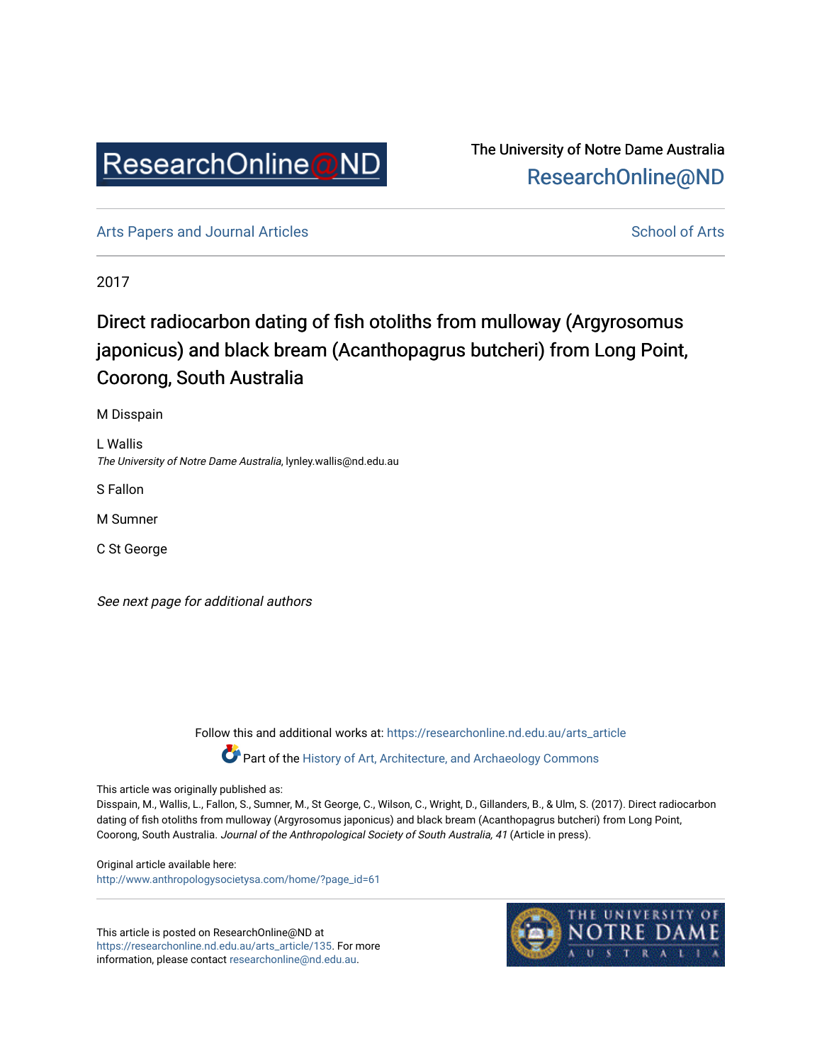ResearchOnline@ND

The University of Notre Dame Australia
ResearchOnline@ND

Arts Papers and Journal Articles

School of Arts

2017

# Direct radiocarbon dating of fish otoliths from mulloway (Argyrosomus japonicus) and black bream (Acanthopagrus butcheri) from Long Point, Coorong, South Australia

M Disspain

L Wallis
*The University of Notre Dame Australia*, lynley.wallis@nd.edu.au

S Fallon

M Sumner

C St George

*See next page for additional authors*

Follow this and additional works at: https://researchonline.nd.edu.au/arts_article

Part of the History of Art, Architecture, and Archaeology Commons

This article was originally published as:
Disspain, M., Wallis, L., Fallon, S., Sumner, M., St George, C., Wilson, C., Wright, D., Gillanders, B., & Ulm, S. (2017). Direct radiocarbon dating of fish otoliths from mulloway (Argyrosomus japonicus) and black bream (Acanthopagrus butcheri) from Long Point, Coorong, South Australia. *Journal of the Anthropological Society of South Australia, 41* (Article in press).

Original article available here:
http://www.anthropologysocietysa.com/home/?page_id=61

This article is posted on ResearchOnline@ND at https://researchonline.nd.edu.au/arts_article/135. For more information, please contact researchonline@nd.edu.au.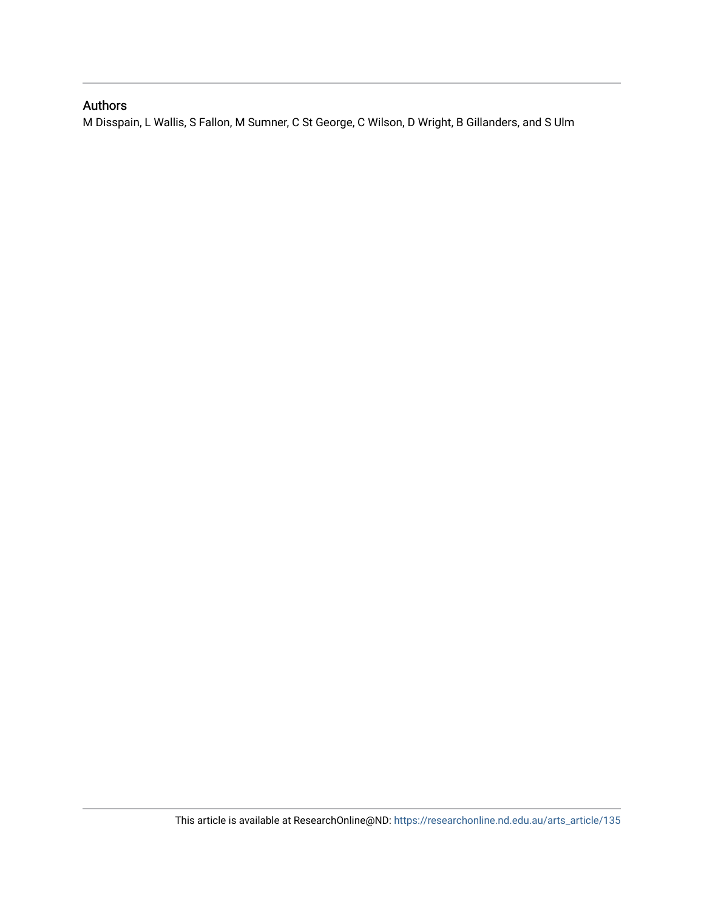## Authors

M Disspain, L Wallis, S Fallon, M Sumner, C St George, C Wilson, D Wright, B Gillanders, and S Ulm

This article is available at ResearchOnline@ND: https://researchonline.nd.edu.au/arts_article/135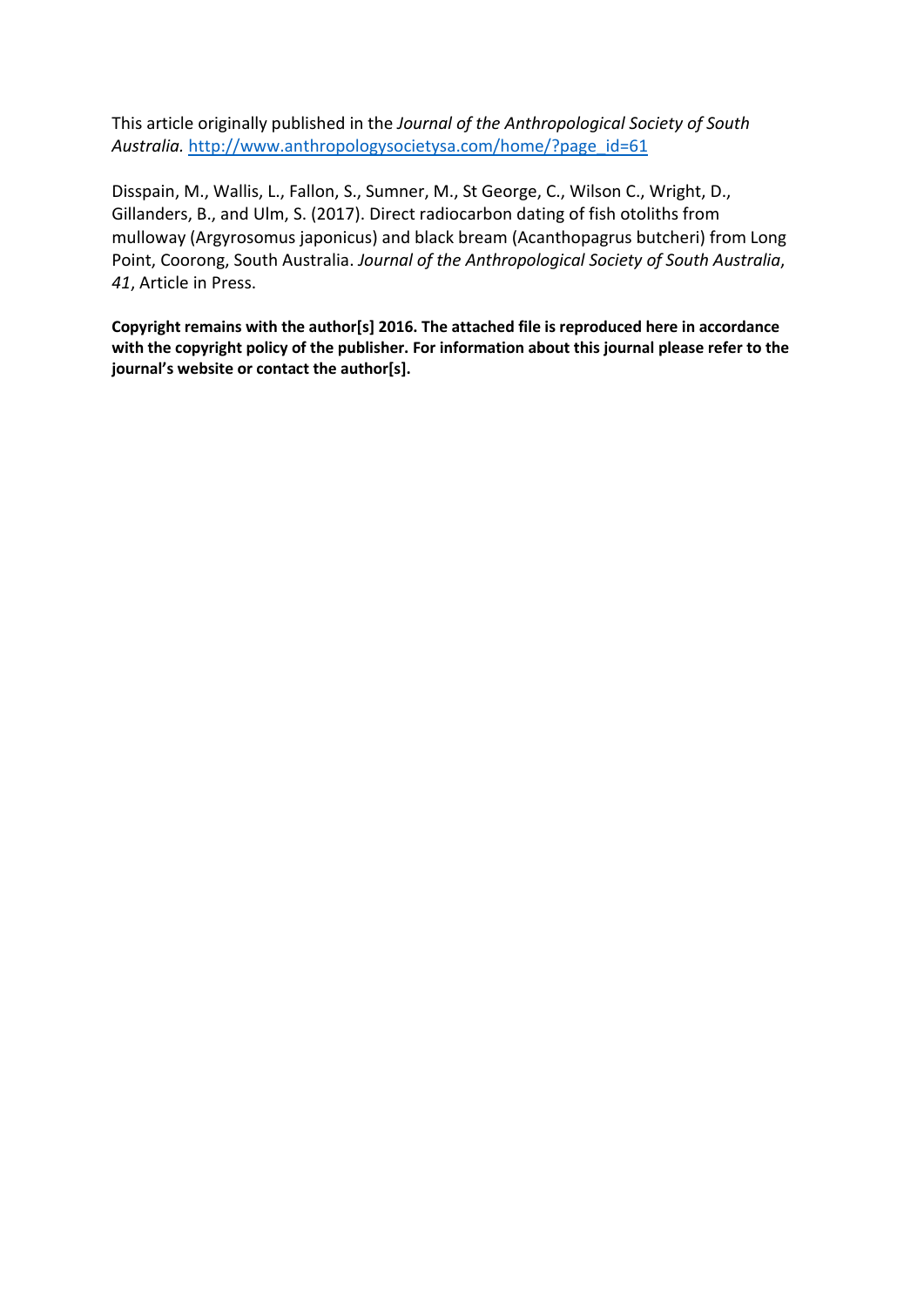This article originally published in the *Journal of the Anthropological Society of South Australia.* http://www.anthropologysocietysa.com/home/?page_id=61

Disspain, M., Wallis, L., Fallon, S., Sumner, M., St George, C., Wilson C., Wright, D., Gillanders, B., and Ulm, S. (2017). Direct radiocarbon dating of fish otoliths from mulloway (Argyrosomus japonicus) and black bream (Acanthopagrus butcheri) from Long Point, Coorong, South Australia. *Journal of the Anthropological Society of South Australia*, *41*, Article in Press.

**Copyright remains with the author[s] 2016. The attached file is reproduced here in accordance with the copyright policy of the publisher. For information about this journal please refer to the journal's website or contact the author[s].**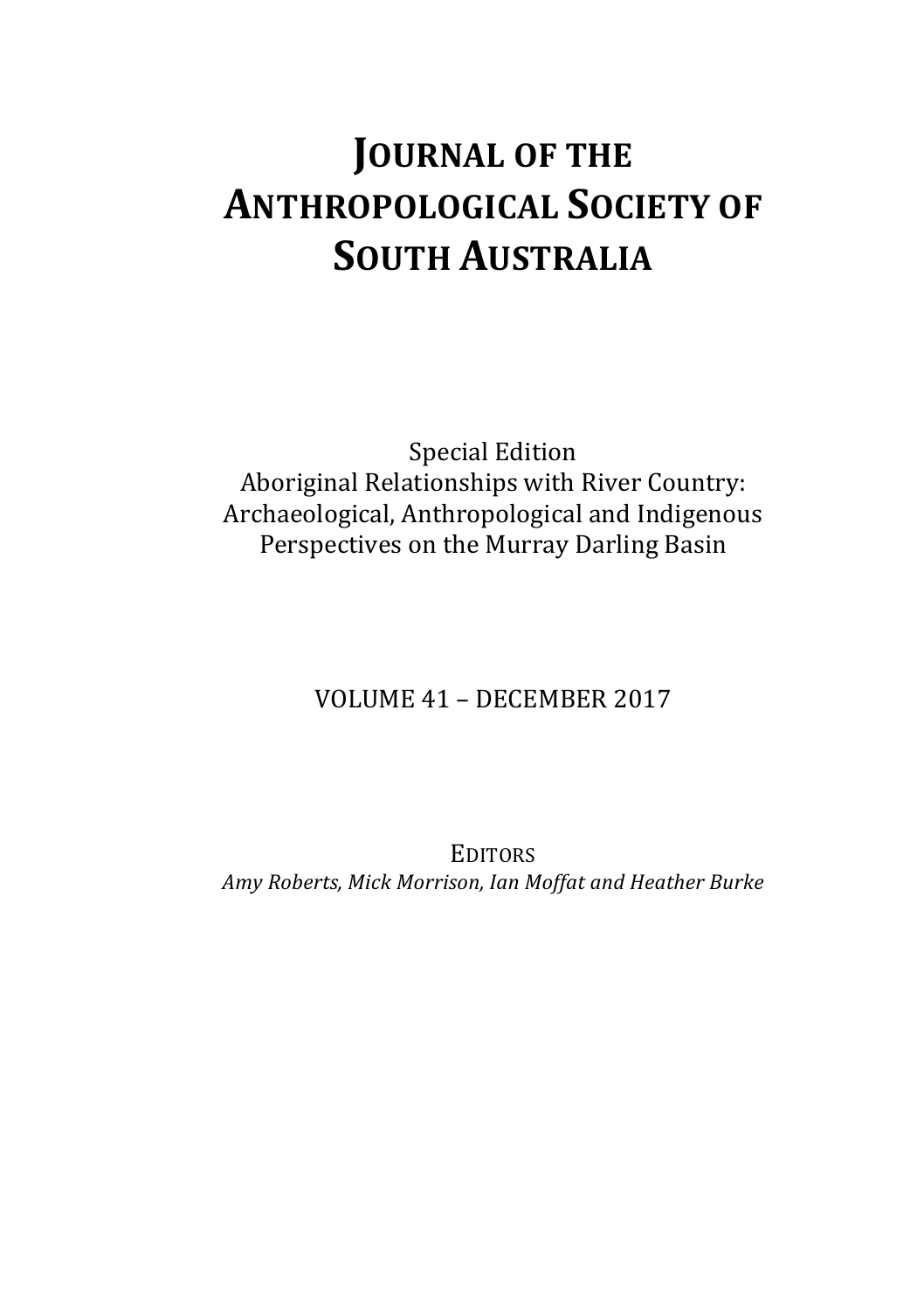# JOURNAL OF THE ANTHROPOLOGICAL SOCIETY OF SOUTH AUSTRALIA

Special Edition
Aboriginal Relationships with River Country:
Archaeological, Anthropological and Indigenous
Perspectives on the Murray Darling Basin

VOLUME 41 – DECEMBER 2017

EDITORS
*Amy Roberts, Mick Morrison, Ian Moffat and Heather Burke*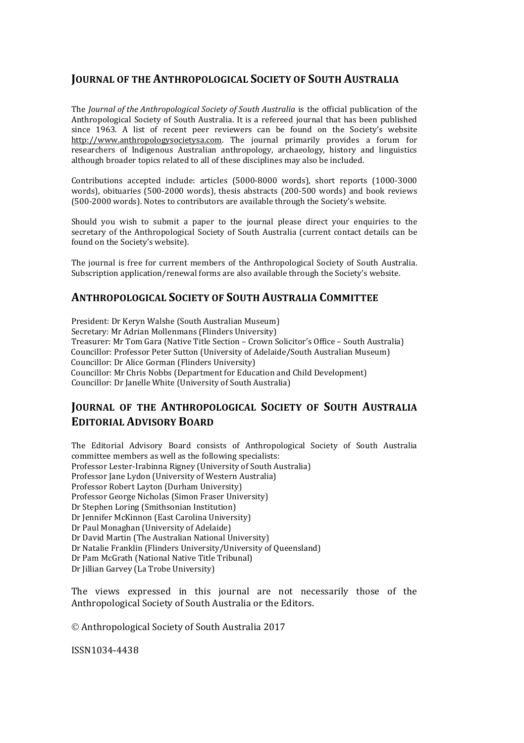## JOURNAL OF THE ANTHROPOLOGICAL SOCIETY OF SOUTH AUSTRALIA

The *Journal of the Anthropological Society of South Australia* is the official publication of the Anthropological Society of South Australia. It is a refereed journal that has been published since 1963. A list of recent peer reviewers can be found on the Society's website http://www.anthropologysocietysa.com. The journal primarily provides a forum for researchers of Indigenous Australian anthropology, archaeology, history and linguistics although broader topics related to all of these disciplines may also be included.

Contributions accepted include: articles (5000-8000 words), short reports (1000-3000 words), obituaries (500-2000 words), thesis abstracts (200-500 words) and book reviews (500-2000 words). Notes to contributors are available through the Society's website.

Should you wish to submit a paper to the journal please direct your enquiries to the secretary of the Anthropological Society of South Australia (current contact details can be found on the Society's website).

The journal is free for current members of the Anthropological Society of South Australia. Subscription application/renewal forms are also available through the Society's website.

## ANTHROPOLOGICAL SOCIETY OF SOUTH AUSTRALIA COMMITTEE

President: Dr Keryn Walshe (South Australian Museum)
Secretary: Mr Adrian Mollenmans (Flinders University)
Treasurer: Mr Tom Gara (Native Title Section – Crown Solicitor's Office – South Australia)
Councillor: Professor Peter Sutton (University of Adelaide/South Australian Museum)
Councillor: Dr Alice Gorman (Flinders University)
Councillor: Mr Chris Nobbs (Department for Education and Child Development)
Councillor: Dr Janelle White (University of South Australia)

## JOURNAL OF THE ANTHROPOLOGICAL SOCIETY OF SOUTH AUSTRALIA EDITORIAL ADVISORY BOARD

The Editorial Advisory Board consists of Anthropological Society of South Australia committee members as well as the following specialists:
Professor Lester-Irabinna Rigney (University of South Australia)
Professor Jane Lydon (University of Western Australia)
Professor Robert Layton (Durham University)
Professor George Nicholas (Simon Fraser University)
Dr Stephen Loring (Smithsonian Institution)
Dr Jennifer McKinnon (East Carolina University)
Dr Paul Monaghan (University of Adelaide)
Dr David Martin (The Australian National University)
Dr Natalie Franklin (Flinders University/University of Queensland)
Dr Pam McGrath (National Native Title Tribunal)
Dr Jillian Garvey (La Trobe University)

The views expressed in this journal are not necessarily those of the Anthropological Society of South Australia or the Editors.

© Anthropological Society of South Australia 2017

ISSN1034-4438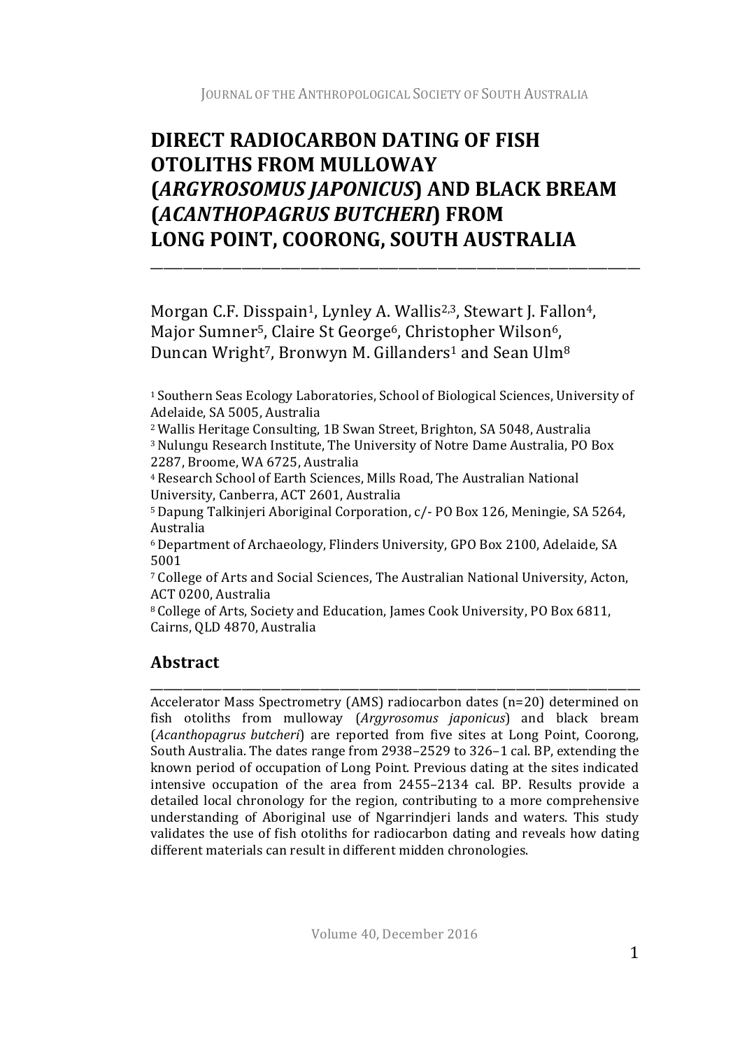# DIRECT RADIOCARBON DATING OF FISH OTOLITHS FROM MULLOWAY (*ARGYROSOMUS JAPONICUS*) AND BLACK BREAM (*ACANTHOPAGRUS BUTCHERI*) FROM LONG POINT, COORONG, SOUTH AUSTRALIA

Morgan C.F. Disspain[1], Lynley A. Wallis[2,3], Stewart J. Fallon[4], Major Sumner[5], Claire St George[6], Christopher Wilson[6], Duncan Wright[7], Bronwyn M. Gillanders[1] and Sean Ulm[8]

[1] Southern Seas Ecology Laboratories, School of Biological Sciences, University of Adelaide, SA 5005, Australia

[2] Wallis Heritage Consulting, 1B Swan Street, Brighton, SA 5048, Australia

[3] Nulungu Research Institute, The University of Notre Dame Australia, PO Box 2287, Broome, WA 6725, Australia

[4] Research School of Earth Sciences, Mills Road, The Australian National University, Canberra, ACT 2601, Australia

[5] Dapung Talkinjeri Aboriginal Corporation, c/- PO Box 126, Meningie, SA 5264, Australia

[6] Department of Archaeology, Flinders University, GPO Box 2100, Adelaide, SA 5001

[7] College of Arts and Social Sciences, The Australian National University, Acton, ACT 0200, Australia

[8] College of Arts, Society and Education, James Cook University, PO Box 6811, Cairns, QLD 4870, Australia

## Abstract

Accelerator Mass Spectrometry (AMS) radiocarbon dates (n=20) determined on fish otoliths from mulloway (*Argyrosomus japonicus*) and black bream (*Acanthopagrus butcheri*) are reported from five sites at Long Point, Coorong, South Australia. The dates range from 2938–2529 to 326–1 cal. BP, extending the known period of occupation of Long Point. Previous dating at the sites indicated intensive occupation of the area from 2455–2134 cal. BP. Results provide a detailed local chronology for the region, contributing to a more comprehensive understanding of Aboriginal use of Ngarrindjeri lands and waters. This study validates the use of fish otoliths for radiocarbon dating and reveals how dating different materials can result in different midden chronologies.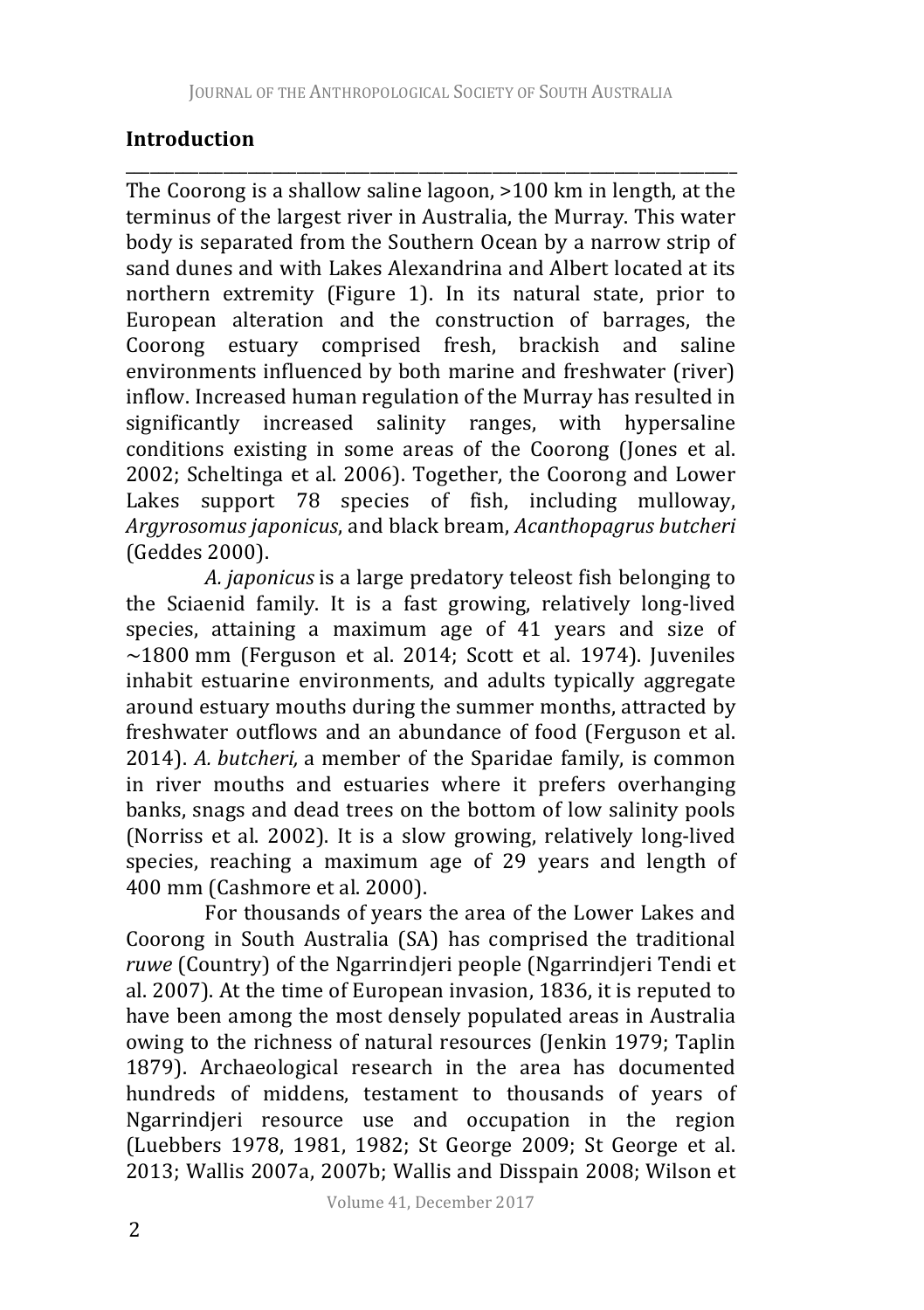## Introduction

The Coorong is a shallow saline lagoon, >100 km in length, at the terminus of the largest river in Australia, the Murray. This water body is separated from the Southern Ocean by a narrow strip of sand dunes and with Lakes Alexandrina and Albert located at its northern extremity (Figure 1). In its natural state, prior to European alteration and the construction of barrages, the Coorong estuary comprised fresh, brackish and saline environments influenced by both marine and freshwater (river) inflow. Increased human regulation of the Murray has resulted in significantly increased salinity ranges, with hypersaline conditions existing in some areas of the Coorong (Jones et al. 2002; Scheltinga et al. 2006). Together, the Coorong and Lower Lakes support 78 species of fish, including mulloway, *Argyrosomus japonicus*, and black bream, *Acanthopagrus butcheri* (Geddes 2000).

*A. japonicus* is a large predatory teleost fish belonging to the Sciaenid family. It is a fast growing, relatively long-lived species, attaining a maximum age of 41 years and size of ~1800 mm (Ferguson et al. 2014; Scott et al. 1974). Juveniles inhabit estuarine environments, and adults typically aggregate around estuary mouths during the summer months, attracted by freshwater outflows and an abundance of food (Ferguson et al. 2014). *A. butcheri,* a member of the Sparidae family, is common in river mouths and estuaries where it prefers overhanging banks, snags and dead trees on the bottom of low salinity pools (Norriss et al. 2002). It is a slow growing, relatively long-lived species, reaching a maximum age of 29 years and length of 400 mm (Cashmore et al. 2000).

For thousands of years the area of the Lower Lakes and Coorong in South Australia (SA) has comprised the traditional *ruwe* (Country) of the Ngarrindjeri people (Ngarrindjeri Tendi et al. 2007). At the time of European invasion, 1836, it is reputed to have been among the most densely populated areas in Australia owing to the richness of natural resources (Jenkin 1979; Taplin 1879). Archaeological research in the area has documented hundreds of middens, testament to thousands of years of Ngarrindjeri resource use and occupation in the region (Luebbers 1978, 1981, 1982; St George 2009; St George et al. 2013; Wallis 2007a, 2007b; Wallis and Disspain 2008; Wilson et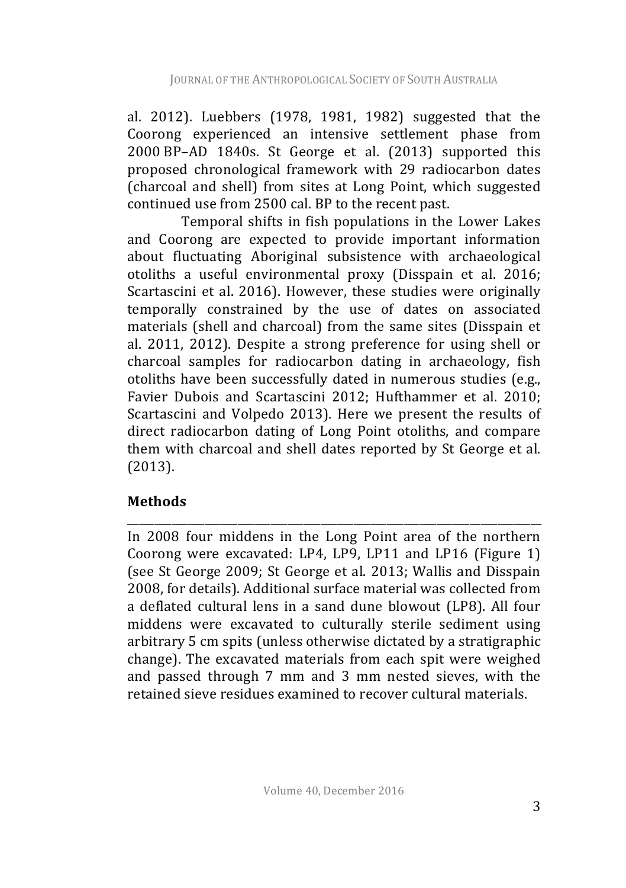al. 2012). Luebbers (1978, 1981, 1982) suggested that the Coorong experienced an intensive settlement phase from 2000 BP–AD 1840s. St George et al. (2013) supported this proposed chronological framework with 29 radiocarbon dates (charcoal and shell) from sites at Long Point, which suggested continued use from 2500 cal. BP to the recent past.

Temporal shifts in fish populations in the Lower Lakes and Coorong are expected to provide important information about fluctuating Aboriginal subsistence with archaeological otoliths a useful environmental proxy (Disspain et al. 2016; Scartascini et al. 2016). However, these studies were originally temporally constrained by the use of dates on associated materials (shell and charcoal) from the same sites (Disspain et al. 2011, 2012). Despite a strong preference for using shell or charcoal samples for radiocarbon dating in archaeology, fish otoliths have been successfully dated in numerous studies (e.g., Favier Dubois and Scartascini 2012; Hufthammer et al. 2010; Scartascini and Volpedo 2013). Here we present the results of direct radiocarbon dating of Long Point otoliths, and compare them with charcoal and shell dates reported by St George et al. (2013).

## Methods

In 2008 four middens in the Long Point area of the northern Coorong were excavated: LP4, LP9, LP11 and LP16 (Figure 1) (see St George 2009; St George et al. 2013; Wallis and Disspain 2008, for details). Additional surface material was collected from a deflated cultural lens in a sand dune blowout (LP8). All four middens were excavated to culturally sterile sediment using arbitrary 5 cm spits (unless otherwise dictated by a stratigraphic change). The excavated materials from each spit were weighed and passed through 7 mm and 3 mm nested sieves, with the retained sieve residues examined to recover cultural materials.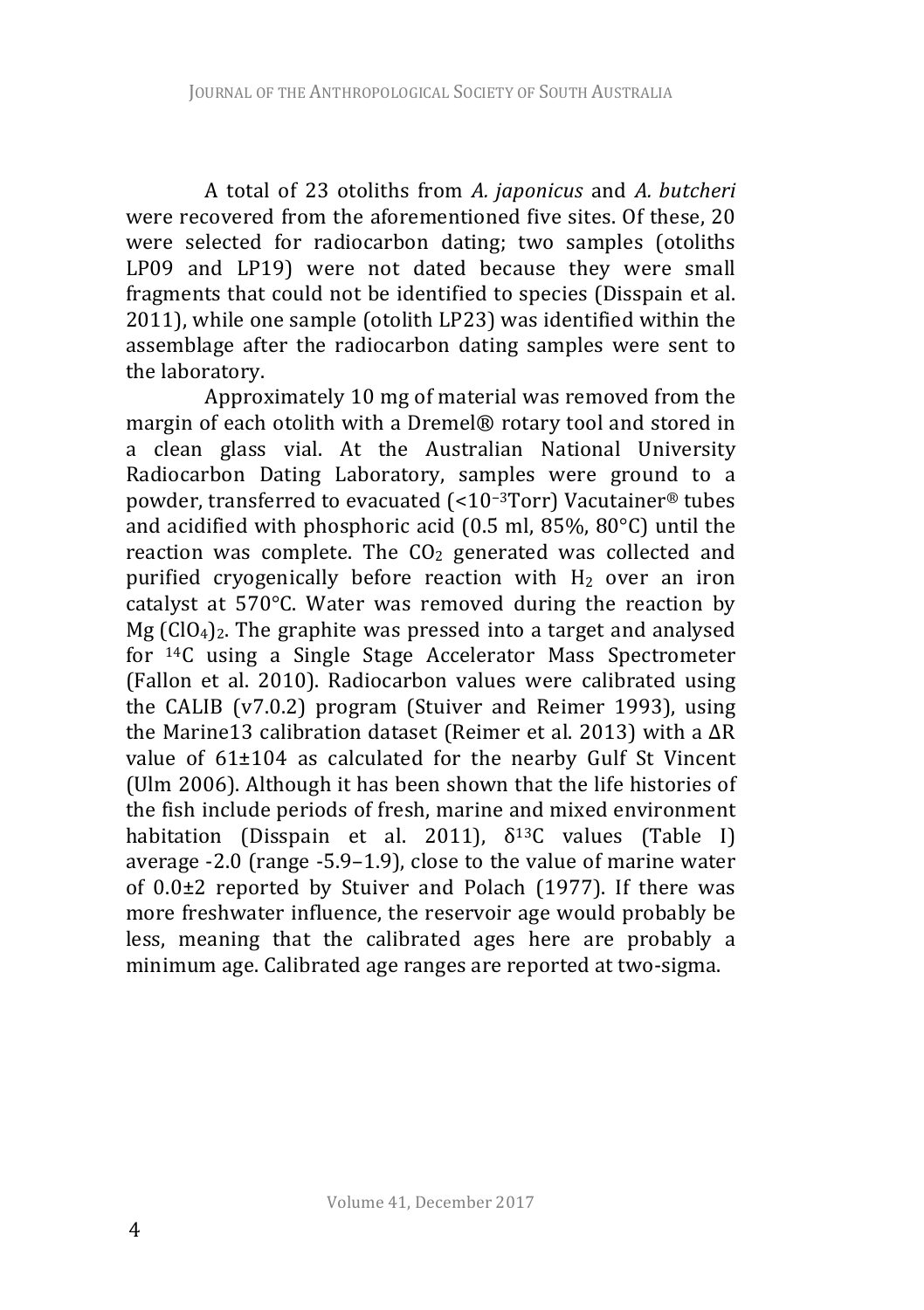A total of 23 otoliths from *A. japonicus* and *A. butcheri* were recovered from the aforementioned five sites. Of these, 20 were selected for radiocarbon dating; two samples (otoliths LP09 and LP19) were not dated because they were small fragments that could not be identified to species (Disspain et al. 2011), while one sample (otolith LP23) was identified within the assemblage after the radiocarbon dating samples were sent to the laboratory.

Approximately 10 mg of material was removed from the margin of each otolith with a Dremel® rotary tool and stored in a clean glass vial. At the Australian National University Radiocarbon Dating Laboratory, samples were ground to a powder, transferred to evacuated ($<10^{-3}$Torr) Vacutainer® tubes and acidified with phosphoric acid (0.5 ml, 85%, 80°C) until the reaction was complete. The $CO_2$ generated was collected and purified cryogenically before reaction with $H_2$ over an iron catalyst at 570°C. Water was removed during the reaction by $Mg(ClO_4)_2$. The graphite was pressed into a target and analysed for $^{14}C$ using a Single Stage Accelerator Mass Spectrometer (Fallon et al. 2010). Radiocarbon values were calibrated using the CALIB (v7.0.2) program (Stuiver and Reimer 1993), using the Marine13 calibration dataset (Reimer et al. 2013) with a $\Delta R$ value of 61±104 as calculated for the nearby Gulf St Vincent (Ulm 2006). Although it has been shown that the life histories of the fish include periods of fresh, marine and mixed environment habitation (Disspain et al. 2011), $\delta^{13}C$ values (Table I) average -2.0 (range -5.9–1.9), close to the value of marine water of 0.0±2 reported by Stuiver and Polach (1977). If there was more freshwater influence, the reservoir age would probably be less, meaning that the calibrated ages here are probably a minimum age. Calibrated age ranges are reported at two-sigma.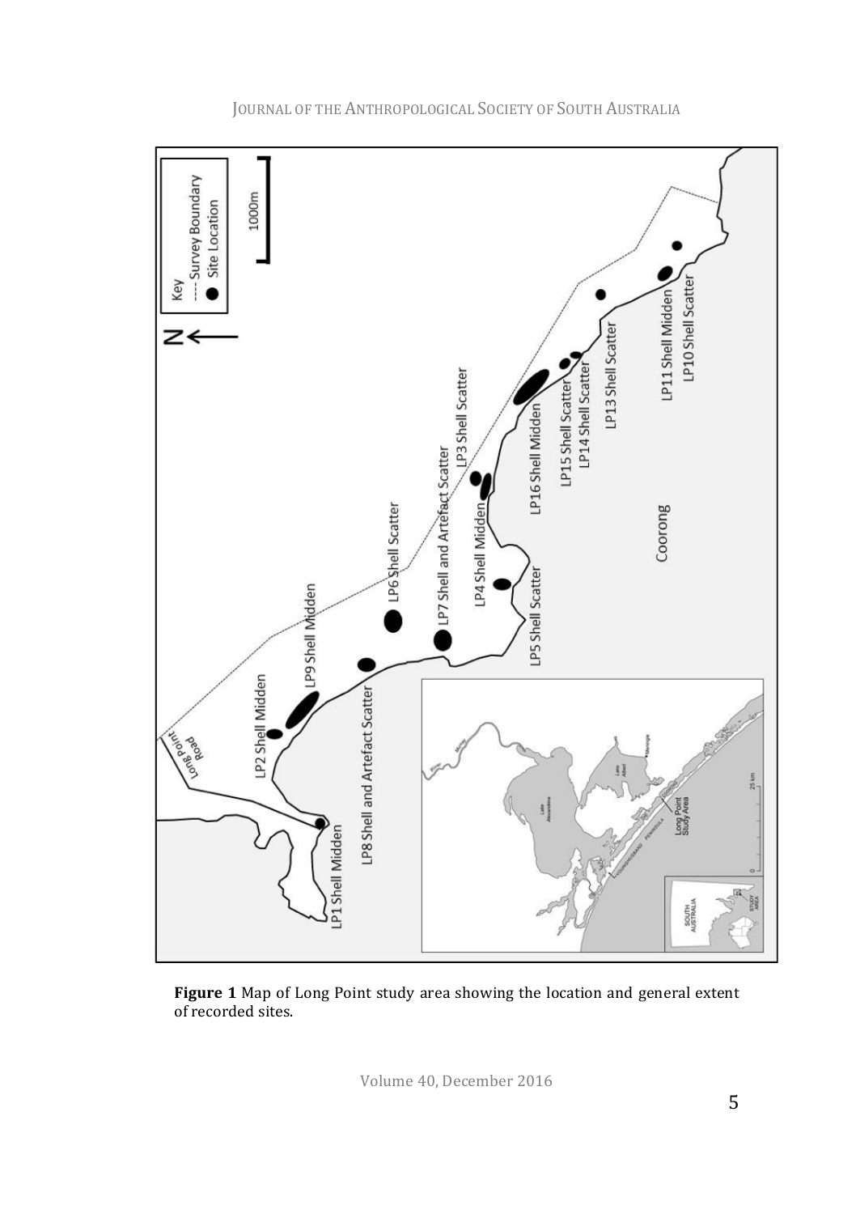**Figure 1** Map of Long Point study area showing the location and general extent of recorded sites.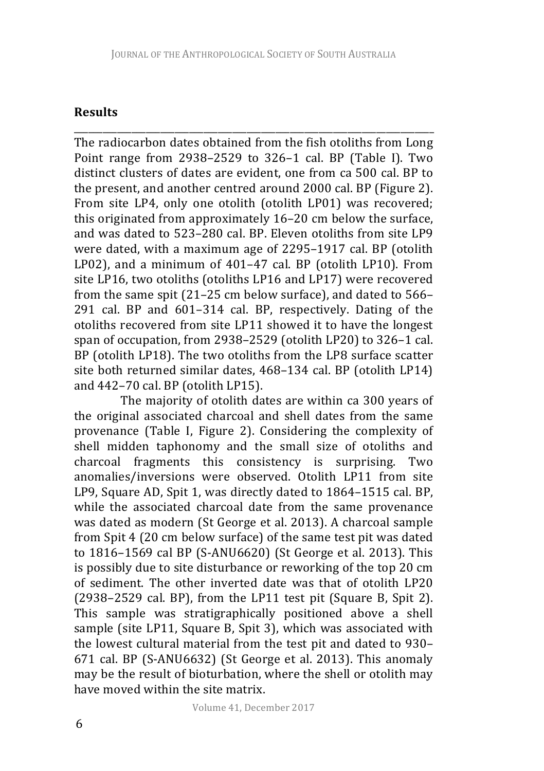## Results

The radiocarbon dates obtained from the fish otoliths from Long Point range from 2938–2529 to 326–1 cal. BP (Table I). Two distinct clusters of dates are evident, one from ca 500 cal. BP to the present, and another centred around 2000 cal. BP (Figure 2). From site LP4, only one otolith (otolith LP01) was recovered; this originated from approximately 16–20 cm below the surface, and was dated to 523–280 cal. BP. Eleven otoliths from site LP9 were dated, with a maximum age of 2295–1917 cal. BP (otolith LP02), and a minimum of 401–47 cal. BP (otolith LP10). From site LP16, two otoliths (otoliths LP16 and LP17) were recovered from the same spit (21–25 cm below surface), and dated to 566–291 cal. BP and 601–314 cal. BP, respectively. Dating of the otoliths recovered from site LP11 showed it to have the longest span of occupation, from 2938–2529 (otolith LP20) to 326–1 cal. BP (otolith LP18). The two otoliths from the LP8 surface scatter site both returned similar dates, 468–134 cal. BP (otolith LP14) and 442–70 cal. BP (otolith LP15).

The majority of otolith dates are within ca 300 years of the original associated charcoal and shell dates from the same provenance (Table I, Figure 2). Considering the complexity of shell midden taphonomy and the small size of otoliths and charcoal fragments this consistency is surprising. Two anomalies/inversions were observed. Otolith LP11 from site LP9, Square AD, Spit 1, was directly dated to 1864–1515 cal. BP, while the associated charcoal date from the same provenance was dated as modern (St George et al. 2013). A charcoal sample from Spit 4 (20 cm below surface) of the same test pit was dated to 1816–1569 cal BP (S-ANU6620) (St George et al. 2013). This is possibly due to site disturbance or reworking of the top 20 cm of sediment. The other inverted date was that of otolith LP20 (2938–2529 cal. BP), from the LP11 test pit (Square B, Spit 2). This sample was stratigraphically positioned above a shell sample (site LP11, Square B, Spit 3), which was associated with the lowest cultural material from the test pit and dated to 930–671 cal. BP (S-ANU6632) (St George et al. 2013). This anomaly may be the result of bioturbation, where the shell or otolith may have moved within the site matrix.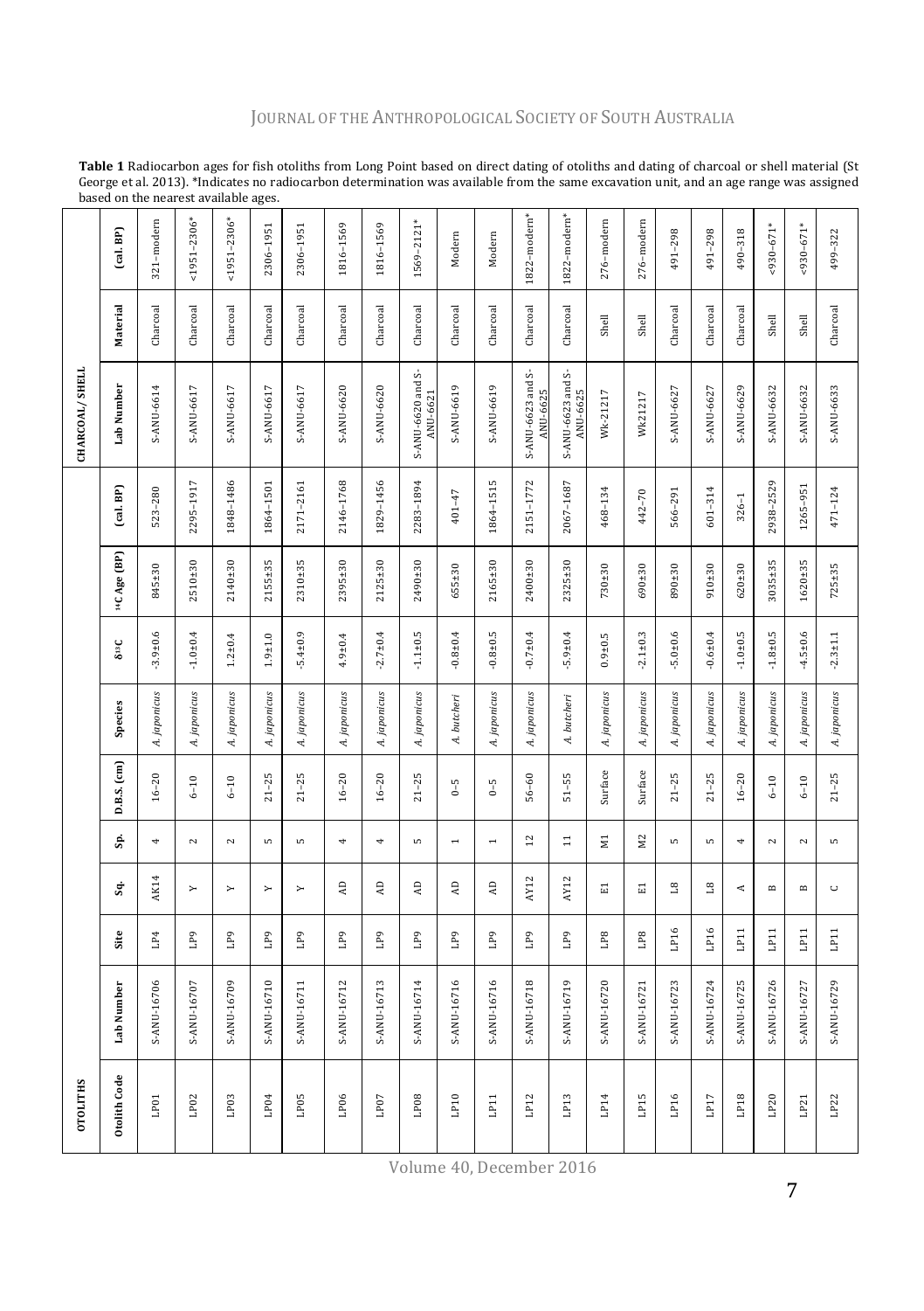**Table 1** Radiocarbon ages for fish otoliths from Long Point based on direct dating of otoliths and dating of charcoal or shell material (St George et al. 2013). *Indicates no radiocarbon determination was available from the same excavation unit, and an age range was assigned based on the nearest available ages.

| OTOLITHS | | | | | | | | | | | CHARCOAL/ SHELL | | |
|---|---|---|---|---|---|---|---|---|---|---|---|---|---|
| Otolith Code | Lab Number | Site | Sq. | Sp. | D.B.S. (cm) | Species | $\delta^{13}C$ | $^{14}C$ Age (BP) | (cal. BP) | | Lab Number | Material | (cal. BP) |
| LP01 | S-ANU-16706 | LP4 | AK14 | 4 | 16–20 | *A. japonicus* | -3.9±0.6 | 845±30 | 523–280 | | S-ANU-6614 | Charcoal | 321–modern |
| LP02 | S-ANU-16707 | LP9 | Y | 2 | 6–10 | *A. japonicus* | -1.0±0.4 | 2510±30 | 2295–1917 | | S-ANU-6617 | Charcoal | <1951–2306* |
| LP03 | S-ANU-16709 | LP9 | Y | 2 | 6–10 | *A. japonicus* | 1.2±0.4 | 2140±30 | 1848–1486 | | S-ANU-6617 | Charcoal | <1951–2306* |
| LP04 | S-ANU-16710 | LP9 | Y | 5 | 21–25 | *A. japonicus* | 1.9±1.0 | 2155±35 | 1864–1501 | | S-ANU-6617 | Charcoal | 2306–1951 |
| LP05 | S-ANU-16711 | LP9 | Y | 5 | 21–25 | *A. japonicus* | -5.4±0.9 | 2310±35 | 2171–2161 | | S-ANU-6617 | Charcoal | 2306–1951 |
| LP06 | S-ANU-16712 | LP9 | AD | 4 | 16–20 | *A. japonicus* | 4.9±0.4 | 2395±30 | 2146–1768 | | S-ANU-6620 | Charcoal | 1816–1569 |
| LP07 | S-ANU-16713 | LP9 | AD | 4 | 16–20 | *A. japonicus* | -2.7±0.4 | 2125±30 | 1829–1456 | | S-ANU-6620 | Charcoal | 1816–1569 |
| LP08 | S-ANU-16714 | LP9 | AD | 5 | 21–25 | *A. japonicus* | -1.1±0.5 | 2490±30 | 2283–1894 | | S-ANU-6620 and S-ANU-6621 | Charcoal | 1569–2121* |
| LP10 | S-ANU-16716 | LP9 | AD | 1 | 0–5 | *A. butcheri* | -0.8±0.4 | 655±30 | 401–47 | | S-ANU-6619 | Charcoal | Modern |
| LP11 | S-ANU-16716 | LP9 | AD | 1 | 0–5 | *A. japonicus* | -0.8±0.5 | 2165±30 | 1864–1515 | | S-ANU-6619 | Charcoal | Modern |
| LP12 | S-ANU-16718 | LP9 | AY12 | 12 | 56–60 | *A. japonicus* | -0.7±0.4 | 2400±30 | 2151–1772 | | S-ANU-6623 and S-ANU-6625 | Charcoal | 1822–modern* |
| LP13 | S-ANU-16719 | LP9 | AY12 | 11 | 51–55 | *A. butcheri* | -5.9±0.4 | 2325±30 | 2067–1687 | | S-ANU-6623 and S-ANU-6625 | Charcoal | 1822–modern* |
| LP14 | S-ANU-16720 | LP8 | E1 | M1 | Surface | *A. japonicus* | 0.9±0.5 | 730±30 | 468–134 | | Wk-21217 | Shell | 276–modern |
| LP15 | S-ANU-16721 | LP8 | E1 | M2 | Surface | *A. japonicus* | -2.1±0.3 | 690±30 | 442–70 | | Wk21217 | Shell | 276–modern |
| LP16 | S-ANU-16723 | LP16 | L8 | 5 | 21–25 | *A. japonicus* | -5.0±0.6 | 890±30 | 566–291 | | S-ANU-6627 | Charcoal | 491–298 |
| LP17 | S-ANU-16724 | LP16 | L8 | 5 | 21–25 | *A. japonicus* | -0.6±0.4 | 910±30 | 601–314 | | S-ANU-6627 | Charcoal | 491–298 |
| LP18 | S-ANU-16725 | LP11 | A | 4 | 16–20 | *A. japonicus* | -1.0±0.5 | 620±30 | 326–1 | | S-ANU-6629 | Charcoal | 490–318 |
| LP20 | S-ANU-16726 | LP11 | B | 2 | 6–10 | *A. japonicus* | -1.8±0.5 | 3035±35 | 2938–2529 | | S-ANU-6632 | Shell | <930–671* |
| LP21 | S-ANU-16727 | LP11 | B | 2 | 6–10 | *A. japonicus* | -4.5±0.6 | 1620±35 | 1265–951 | | S-ANU-6632 | Shell | <930–671* |
| LP22 | S-ANU-16729 | LP11 | C | 5 | 21–25 | *A. japonicus* | -2.3±1.1 | 725±35 | 471–124 | | S-ANU-6633 | Charcoal | 499–322 |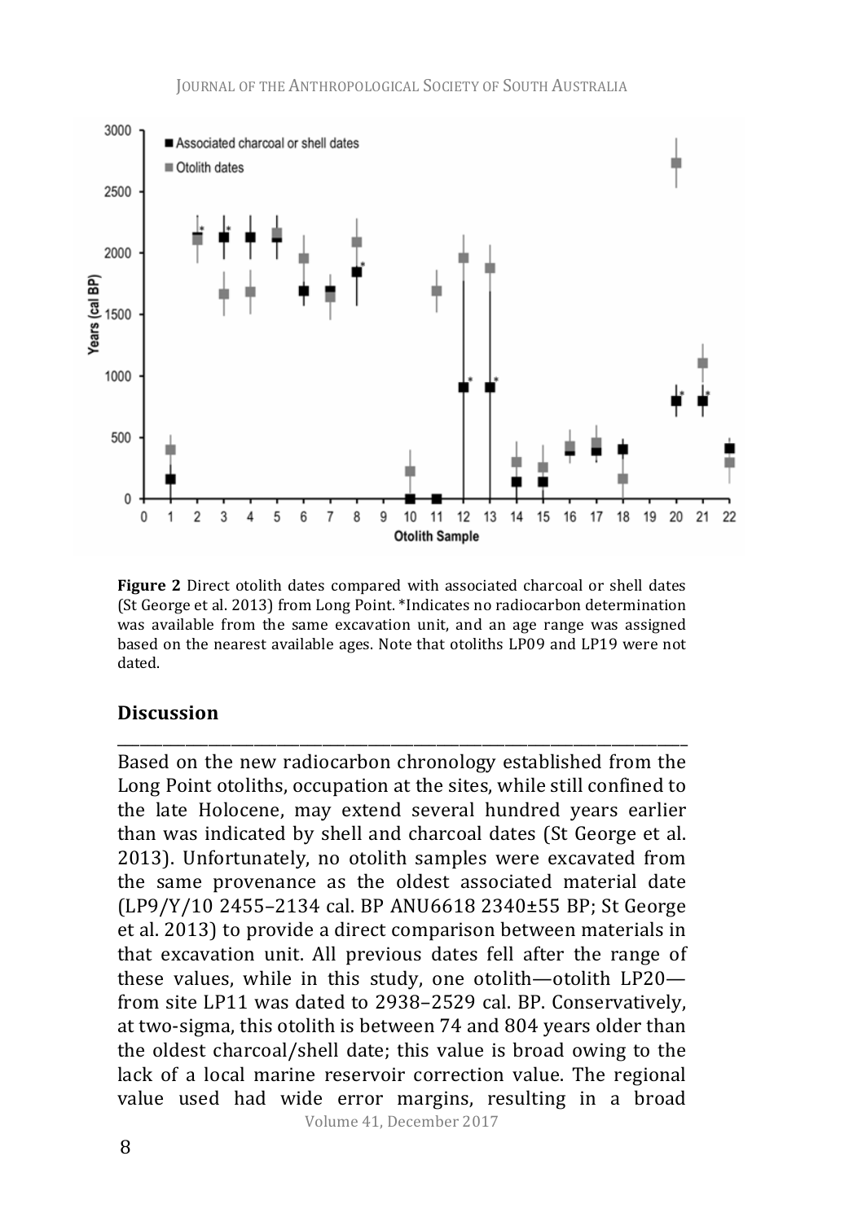3000

Associated charcoal or shell dates

Otolith dates

2500

2000

1500

1000

500

0

Years (cal BP)

0 1 2 3 4 5 6 7 8 9 10 11 12 13 14 15 16 17 18 19 20 21 22

Otolith Sample

**Figure 2** Direct otolith dates compared with associated charcoal or shell dates (St George et al. 2013) from Long Point. *Indicates no radiocarbon determination was available from the same excavation unit, and an age range was assigned based on the nearest available ages. Note that otoliths LP09 and LP19 were not dated.

## Discussion

Based on the new radiocarbon chronology established from the Long Point otoliths, occupation at the sites, while still confined to the late Holocene, may extend several hundred years earlier than was indicated by shell and charcoal dates (St George et al. 2013). Unfortunately, no otolith samples were excavated from the same provenance as the oldest associated material date (LP9/Y/10 2455–2134 cal. BP ANU6618 2340±55 BP; St George et al. 2013) to provide a direct comparison between materials in that excavation unit. All previous dates fell after the range of these values, while in this study, one otolith—otolith LP20—from site LP11 was dated to 2938–2529 cal. BP. Conservatively, at two-sigma, this otolith is between 74 and 804 years older than the oldest charcoal/shell date; this value is broad owing to the lack of a local marine reservoir correction value. The regional value used had wide error margins, resulting in a broad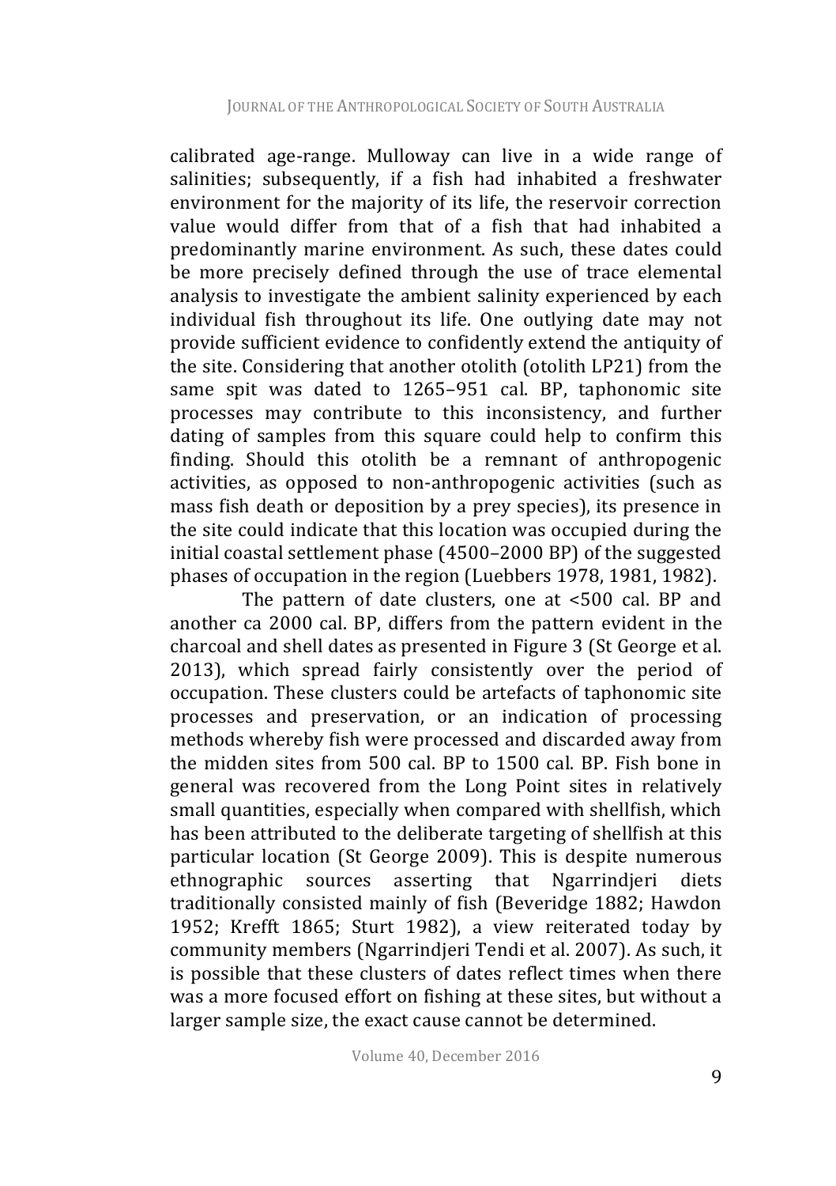calibrated age-range. Mulloway can live in a wide range of salinities; subsequently, if a fish had inhabited a freshwater environment for the majority of its life, the reservoir correction value would differ from that of a fish that had inhabited a predominantly marine environment. As such, these dates could be more precisely defined through the use of trace elemental analysis to investigate the ambient salinity experienced by each individual fish throughout its life. One outlying date may not provide sufficient evidence to confidently extend the antiquity of the site. Considering that another otolith (otolith LP21) from the same spit was dated to 1265–951 cal. BP, taphonomic site processes may contribute to this inconsistency, and further dating of samples from this square could help to confirm this finding. Should this otolith be a remnant of anthropogenic activities, as opposed to non-anthropogenic activities (such as mass fish death or deposition by a prey species), its presence in the site could indicate that this location was occupied during the initial coastal settlement phase (4500–2000 BP) of the suggested phases of occupation in the region (Luebbers 1978, 1981, 1982).

The pattern of date clusters, one at <500 cal. BP and another ca 2000 cal. BP, differs from the pattern evident in the charcoal and shell dates as presented in Figure 3 (St George et al. 2013), which spread fairly consistently over the period of occupation. These clusters could be artefacts of taphonomic site processes and preservation, or an indication of processing methods whereby fish were processed and discarded away from the midden sites from 500 cal. BP to 1500 cal. BP. Fish bone in general was recovered from the Long Point sites in relatively small quantities, especially when compared with shellfish, which has been attributed to the deliberate targeting of shellfish at this particular location (St George 2009). This is despite numerous ethnographic sources asserting that Ngarrindjeri diets traditionally consisted mainly of fish (Beveridge 1882; Hawdon 1952; Krefft 1865; Sturt 1982), a view reiterated today by community members (Ngarrindjeri Tendi et al. 2007). As such, it is possible that these clusters of dates reflect times when there was a more focused effort on fishing at these sites, but without a larger sample size, the exact cause cannot be determined.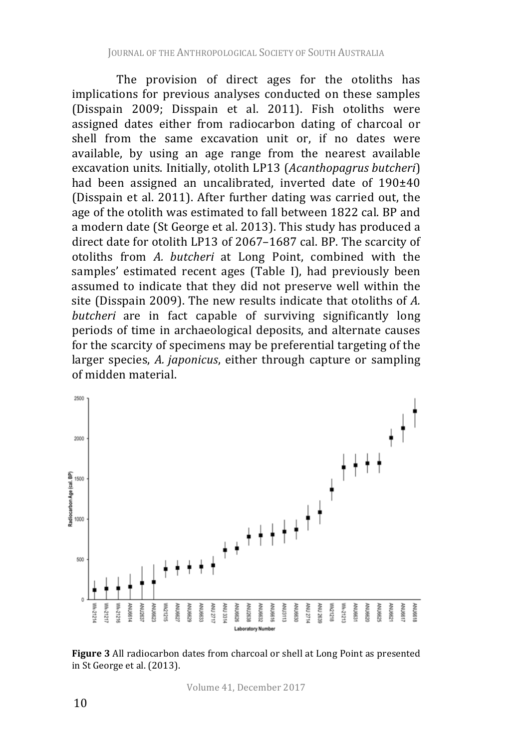The provision of direct ages for the otoliths has implications for previous analyses conducted on these samples (Disspain 2009; Disspain et al. 2011). Fish otoliths were assigned dates either from radiocarbon dating of charcoal or shell from the same excavation unit or, if no dates were available, by using an age range from the nearest available excavation units. Initially, otolith LP13 (*Acanthopagrus butcheri*) had been assigned an uncalibrated, inverted date of 190±40 (Disspain et al. 2011). After further dating was carried out, the age of the otolith was estimated to fall between 1822 cal. BP and a modern date (St George et al. 2013). This study has produced a direct date for otolith LP13 of 2067–1687 cal. BP. The scarcity of otoliths from *A. butcheri* at Long Point, combined with the samples' estimated recent ages (Table I), had previously been assumed to indicate that they did not preserve well within the site (Disspain 2009). The new results indicate that otoliths of *A. butcheri* are in fact capable of surviving significantly long periods of time in archaeological deposits, and alternate causes for the scarcity of specimens may be preferential targeting of the larger species, *A. japonicus*, either through capture or sampling of midden material.

Radiocarbon Age (cal. BP)

2500
2000
1500
1000
500
0

Wk-21214
Wk-21217
Wk-21216
ANU6614
ANU2637
ANU6623
Wk21215
ANU6627
ANU6629
ANU6633
ANU 2717
ANU 3314
ANU6626
ANU2638
ANU6632
ANU6616
ANU3113
ANU6630
ANU 2714
ANU 2639
Wk21218
Wk-21213
ANU6631
ANU6620
ANU6625
ANU6621
ANU6617
ANU6618

Laboratory Number

**Figure 3** All radiocarbon dates from charcoal or shell at Long Point as presented in St George et al. (2013).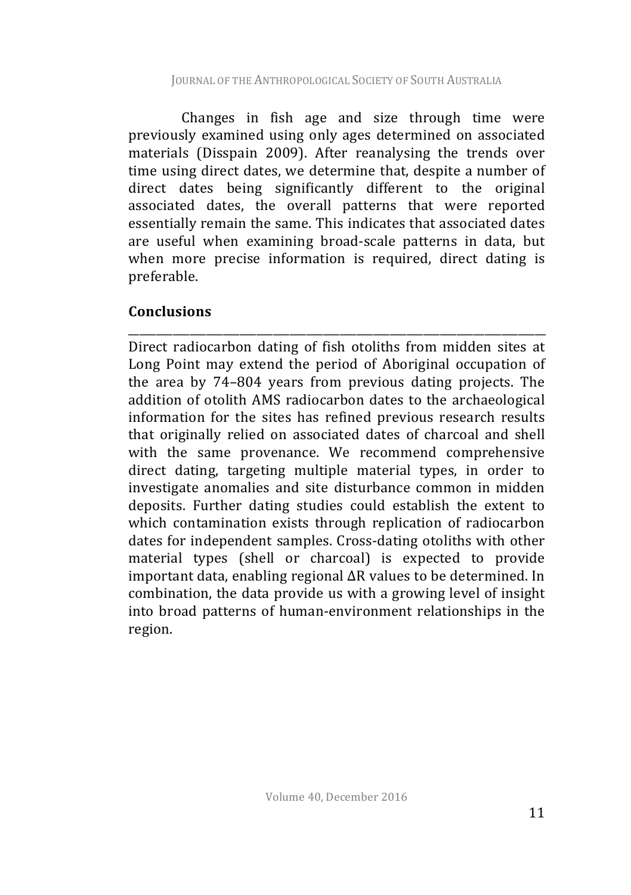Changes in fish age and size through time were previously examined using only ages determined on associated materials (Disspain 2009). After reanalysing the trends over time using direct dates, we determine that, despite a number of direct dates being significantly different to the original associated dates, the overall patterns that were reported essentially remain the same. This indicates that associated dates are useful when examining broad-scale patterns in data, but when more precise information is required, direct dating is preferable.

## Conclusions

Direct radiocarbon dating of fish otoliths from midden sites at Long Point may extend the period of Aboriginal occupation of the area by 74–804 years from previous dating projects. The addition of otolith AMS radiocarbon dates to the archaeological information for the sites has refined previous research results that originally relied on associated dates of charcoal and shell with the same provenance. We recommend comprehensive direct dating, targeting multiple material types, in order to investigate anomalies and site disturbance common in midden deposits. Further dating studies could establish the extent to which contamination exists through replication of radiocarbon dates for independent samples. Cross-dating otoliths with other material types (shell or charcoal) is expected to provide important data, enabling regional $\Delta R$ values to be determined. In combination, the data provide us with a growing level of insight into broad patterns of human-environment relationships in the region.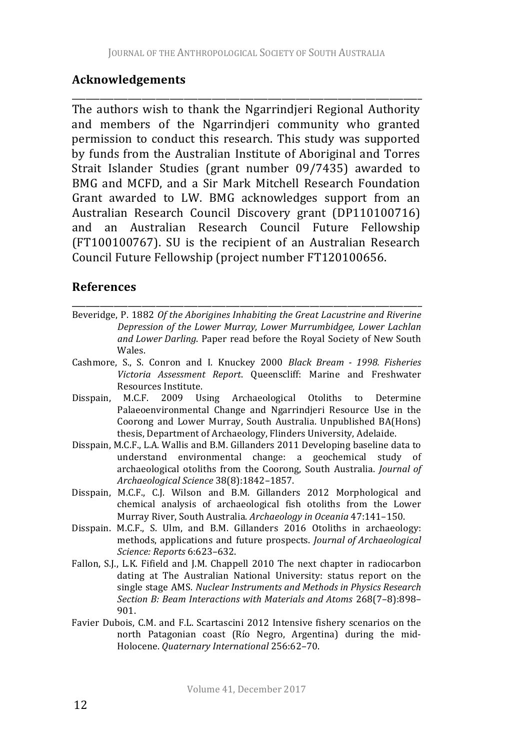## Acknowledgements

The authors wish to thank the Ngarrindjeri Regional Authority and members of the Ngarrindjeri community who granted permission to conduct this research. This study was supported by funds from the Australian Institute of Aboriginal and Torres Strait Islander Studies (grant number 09/7435) awarded to BMG and MCFD, and a Sir Mark Mitchell Research Foundation Grant awarded to LW. BMG acknowledges support from an Australian Research Council Discovery grant (DP110100716) and an Australian Research Council Future Fellowship (FT100100767). SU is the recipient of an Australian Research Council Future Fellowship (project number FT120100656.

## References

Beveridge, P. 1882 *Of the Aborigines Inhabiting the Great Lacustrine and Riverine Depression of the Lower Murray, Lower Murrumbidgee, Lower Lachlan and Lower Darling*. Paper read before the Royal Society of New South Wales.

Cashmore, S., S. Conron and I. Knuckey 2000 *Black Bream - 1998. Fisheries Victoria Assessment Report*. Queenscliff: Marine and Freshwater Resources Institute.

Disspain, M.C.F. 2009 Using Archaeological Otoliths to Determine Palaeoenvironmental Change and Ngarrindjeri Resource Use in the Coorong and Lower Murray, South Australia. Unpublished BA(Hons) thesis, Department of Archaeology, Flinders University, Adelaide.

Disspain, M.C.F., L.A. Wallis and B.M. Gillanders 2011 Developing baseline data to understand environmental change: a geochemical study of archaeological otoliths from the Coorong, South Australia. *Journal of Archaeological Science* 38(8):1842–1857.

Disspain, M.C.F., C.J. Wilson and B.M. Gillanders 2012 Morphological and chemical analysis of archaeological fish otoliths from the Lower Murray River, South Australia. *Archaeology in Oceania* 47:141–150.

Disspain. M.C.F., S. Ulm, and B.M. Gillanders 2016 Otoliths in archaeology: methods, applications and future prospects. *Journal of Archaeological Science: Reports* 6:623–632.

Fallon, S.J., L.K. Fifield and J.M. Chappell 2010 The next chapter in radiocarbon dating at The Australian National University: status report on the single stage AMS. *Nuclear Instruments and Methods in Physics Research Section B: Beam Interactions with Materials and Atoms* 268(7–8):898–901.

Favier Dubois, C.M. and F.L. Scartascini 2012 Intensive fishery scenarios on the north Patagonian coast (Río Negro, Argentina) during the mid-Holocene. *Quaternary International* 256:62–70.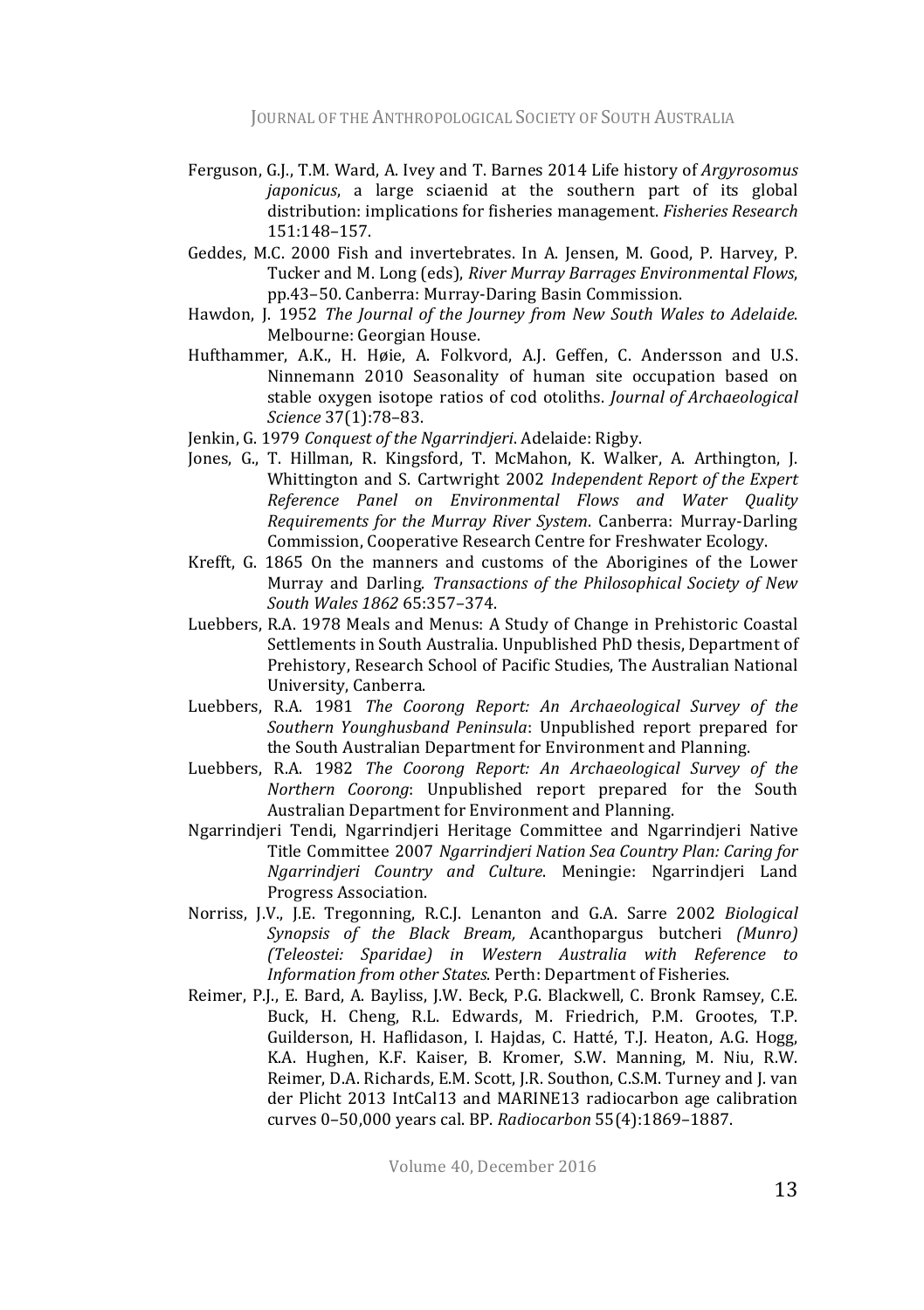Ferguson, G.J., T.M. Ward, A. Ivey and T. Barnes 2014 Life history of *Argyrosomus japonicus*, a large sciaenid at the southern part of its global distribution: implications for fisheries management. *Fisheries Research* 151:148–157.

Geddes, M.C. 2000 Fish and invertebrates. In A. Jensen, M. Good, P. Harvey, P. Tucker and M. Long (eds), *River Murray Barrages Environmental Flows*, pp.43–50. Canberra: Murray-Daring Basin Commission.

Hawdon, J. 1952 *The Journal of the Journey from New South Wales to Adelaide*. Melbourne: Georgian House.

Hufthammer, A.K., H. Høie, A. Folkvord, A.J. Geffen, C. Andersson and U.S. Ninnemann 2010 Seasonality of human site occupation based on stable oxygen isotope ratios of cod otoliths. *Journal of Archaeological Science* 37(1):78–83.

Jenkin, G. 1979 *Conquest of the Ngarrindjeri*. Adelaide: Rigby.

Jones, G., T. Hillman, R. Kingsford, T. McMahon, K. Walker, A. Arthington, J. Whittington and S. Cartwright 2002 *Independent Report of the Expert Reference Panel on Environmental Flows and Water Quality Requirements for the Murray River System*. Canberra: Murray-Darling Commission, Cooperative Research Centre for Freshwater Ecology.

Krefft, G. 1865 On the manners and customs of the Aborigines of the Lower Murray and Darling. *Transactions of the Philosophical Society of New South Wales 1862* 65:357–374.

Luebbers, R.A. 1978 Meals and Menus: A Study of Change in Prehistoric Coastal Settlements in South Australia. Unpublished PhD thesis, Department of Prehistory, Research School of Pacific Studies, The Australian National University, Canberra.

Luebbers, R.A. 1981 *The Coorong Report: An Archaeological Survey of the Southern Younghusband Peninsula*: Unpublished report prepared for the South Australian Department for Environment and Planning.

Luebbers, R.A. 1982 *The Coorong Report: An Archaeological Survey of the Northern Coorong*: Unpublished report prepared for the South Australian Department for Environment and Planning.

Ngarrindjeri Tendi, Ngarrindjeri Heritage Committee and Ngarrindjeri Native Title Committee 2007 *Ngarrindjeri Nation Sea Country Plan: Caring for Ngarrindjeri Country and Culture*. Meningie: Ngarrindjeri Land Progress Association.

Norriss, J.V., J.E. Tregonning, R.C.J. Lenanton and G.A. Sarre 2002 *Biological Synopsis of the Black Bream,* Acanthopargus butcheri *(Munro) (Teleostei: Sparidae) in Western Australia with Reference to Information from other States*. Perth: Department of Fisheries.

Reimer, P.J., E. Bard, A. Bayliss, J.W. Beck, P.G. Blackwell, C. Bronk Ramsey, C.E. Buck, H. Cheng, R.L. Edwards, M. Friedrich, P.M. Grootes, T.P. Guilderson, H. Haflidason, I. Hajdas, C. Hatté, T.J. Heaton, A.G. Hogg, K.A. Hughen, K.F. Kaiser, B. Kromer, S.W. Manning, M. Niu, R.W. Reimer, D.A. Richards, E.M. Scott, J.R. Southon, C.S.M. Turney and J. van der Plicht 2013 IntCal13 and MARINE13 radiocarbon age calibration curves 0–50,000 years cal. BP. *Radiocarbon* 55(4):1869–1887.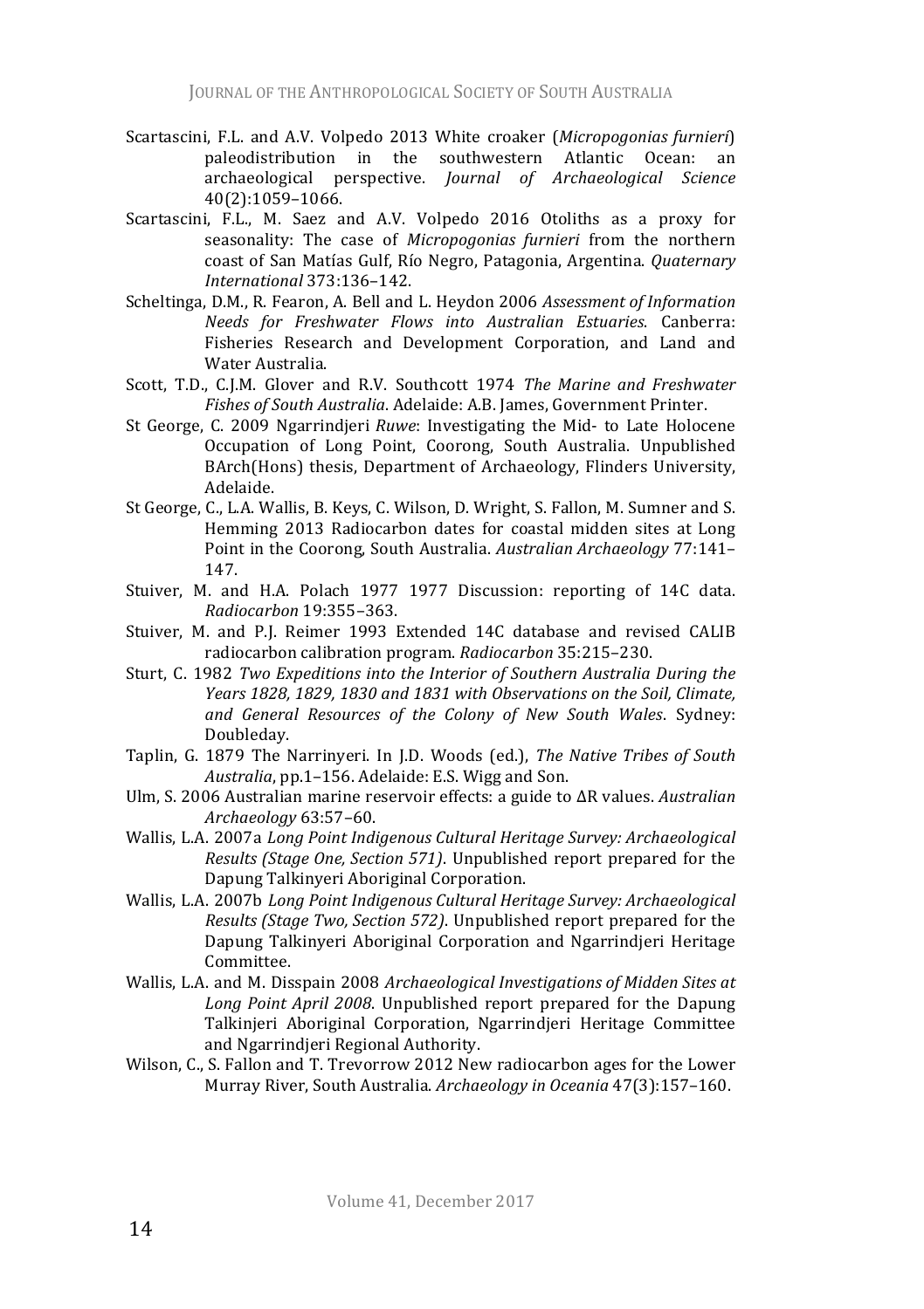Scartascini, F.L. and A.V. Volpedo 2013 White croaker (*Micropogonias furnieri*) paleodistribution in the southwestern Atlantic Ocean: an archaeological perspective. *Journal of Archaeological Science* 40(2):1059–1066.

Scartascini, F.L., M. Saez and A.V. Volpedo 2016 Otoliths as a proxy for seasonality: The case of *Micropogonias furnieri* from the northern coast of San Matías Gulf, Río Negro, Patagonia, Argentina. *Quaternary International* 373:136–142.

Scheltinga, D.M., R. Fearon, A. Bell and L. Heydon 2006 *Assessment of Information Needs for Freshwater Flows into Australian Estuaries*. Canberra: Fisheries Research and Development Corporation, and Land and Water Australia.

Scott, T.D., C.J.M. Glover and R.V. Southcott 1974 *The Marine and Freshwater Fishes of South Australia*. Adelaide: A.B. James, Government Printer.

St George, C. 2009 Ngarrindjeri *Ruwe*: Investigating the Mid- to Late Holocene Occupation of Long Point, Coorong, South Australia. Unpublished BArch(Hons) thesis, Department of Archaeology, Flinders University, Adelaide.

St George, C., L.A. Wallis, B. Keys, C. Wilson, D. Wright, S. Fallon, M. Sumner and S. Hemming 2013 Radiocarbon dates for coastal midden sites at Long Point in the Coorong, South Australia. *Australian Archaeology* 77:141–147.

Stuiver, M. and H.A. Polach 1977 1977 Discussion: reporting of 14C data. *Radiocarbon* 19:355–363.

Stuiver, M. and P.J. Reimer 1993 Extended 14C database and revised CALIB radiocarbon calibration program. *Radiocarbon* 35:215–230.

Sturt, C. 1982 *Two Expeditions into the Interior of Southern Australia During the Years 1828, 1829, 1830 and 1831 with Observations on the Soil, Climate, and General Resources of the Colony of New South Wales*. Sydney: Doubleday.

Taplin, G. 1879 The Narrinyeri. In J.D. Woods (ed.), *The Native Tribes of South Australia*, pp.1–156. Adelaide: E.S. Wigg and Son.

Ulm, S. 2006 Australian marine reservoir effects: a guide to ΔR values. *Australian Archaeology* 63:57–60.

Wallis, L.A. 2007a *Long Point Indigenous Cultural Heritage Survey: Archaeological Results (Stage One, Section 571)*. Unpublished report prepared for the Dapung Talkinyeri Aboriginal Corporation.

Wallis, L.A. 2007b *Long Point Indigenous Cultural Heritage Survey: Archaeological Results (Stage Two, Section 572)*. Unpublished report prepared for the Dapung Talkinyeri Aboriginal Corporation and Ngarrindjeri Heritage Committee.

Wallis, L.A. and M. Disspain 2008 *Archaeological Investigations of Midden Sites at Long Point April 2008*. Unpublished report prepared for the Dapung Talkinjeri Aboriginal Corporation, Ngarrindjeri Heritage Committee and Ngarrindjeri Regional Authority.

Wilson, C., S. Fallon and T. Trevorrow 2012 New radiocarbon ages for the Lower Murray River, South Australia. *Archaeology in Oceania* 47(3):157–160.